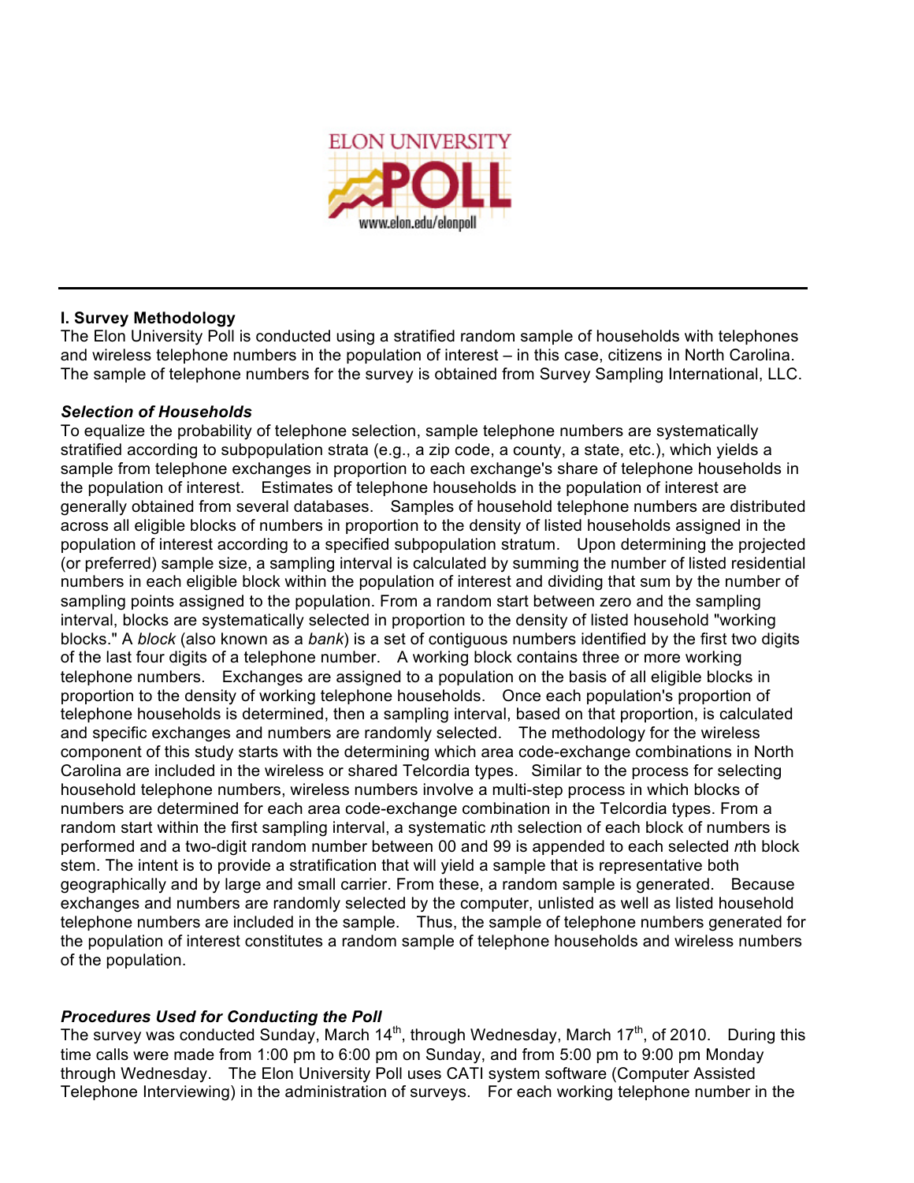## I. Survey Methodology

The Elon University Poll is conducted using a stratified random sample of households with telephones and wireless telephone numbers in the population of interest – in this case, citizens in North Carolina. The sample of telephone numbers for the survey is obtained from Survey Sampling International, LLC.

### *Selection of Households*

To equalize the probability of telephone selection, sample telephone numbers are systematically stratified according to subpopulation strata (e.g., a zip code, a county, a state, etc.), which yields a sample from telephone exchanges in proportion to each exchange's share of telephone households in the population of interest. Estimates of telephone households in the population of interest are generally obtained from several databases. Samples of household telephone numbers are distributed across all eligible blocks of numbers in proportion to the density of listed households assigned in the population of interest according to a specified subpopulation stratum. Upon determining the projected (or preferred) sample size, a sampling interval is calculated by summing the number of listed residential numbers in each eligible block within the population of interest and dividing that sum by the number of sampling points assigned to the population. From a random start between zero and the sampling interval, blocks are systematically selected in proportion to the density of listed household "working blocks." A *block* (also known as a *bank*) is a set of contiguous numbers identified by the first two digits of the last four digits of a telephone number. A working block contains three or more working telephone numbers. Exchanges are assigned to a population on the basis of all eligible blocks in proportion to the density of working telephone households. Once each population's proportion of telephone households is determined, then a sampling interval, based on that proportion, is calculated and specific exchanges and numbers are randomly selected. The methodology for the wireless component of this study starts with the determining which area code-exchange combinations in North Carolina are included in the wireless or shared Telcordia types. Similar to the process for selecting household telephone numbers, wireless numbers involve a multi-step process in which blocks of numbers are determined for each area code-exchange combination in the Telcordia types. From a random start within the first sampling interval, a systematic *n*th selection of each block of numbers is performed and a two-digit random number between 00 and 99 is appended to each selected *n*th block stem. The intent is to provide a stratification that will yield a sample that is representative both geographically and by large and small carrier. From these, a random sample is generated. Because exchanges and numbers are randomly selected by the computer, unlisted as well as listed household telephone numbers are included in the sample. Thus, the sample of telephone numbers generated for the population of interest constitutes a random sample of telephone households and wireless numbers of the population.

### *Procedures Used for Conducting the Poll*

The survey was conducted Sunday, March 14th, through Wednesday, March 17th, of 2010. During this time calls were made from 1:00 pm to 6:00 pm on Sunday, and from 5:00 pm to 9:00 pm Monday through Wednesday. The Elon University Poll uses CATI system software (Computer Assisted Telephone Interviewing) in the administration of surveys. For each working telephone number in the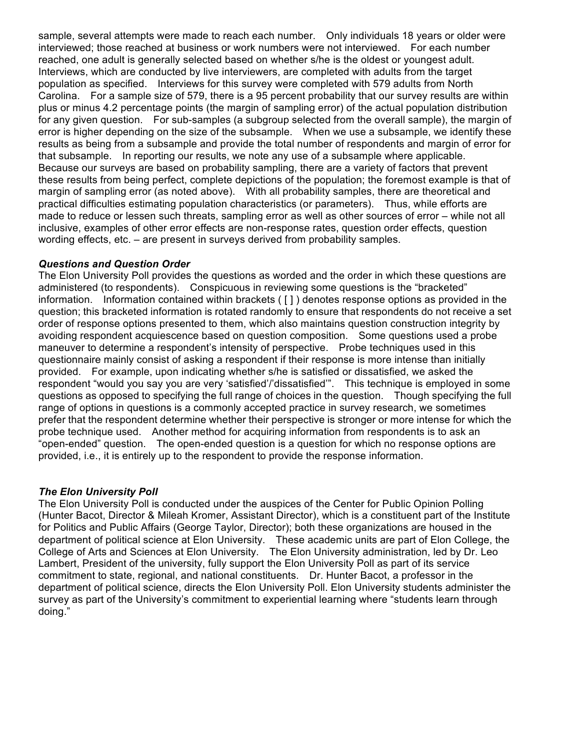sample, several attempts were made to reach each number. Only individuals 18 years or older were interviewed; those reached at business or work numbers were not interviewed. For each number reached, one adult is generally selected based on whether s/he is the oldest or youngest adult. Interviews, which are conducted by live interviewers, are completed with adults from the target population as specified. Interviews for this survey were completed with 579 adults from North Carolina. For a sample size of 579, there is a 95 percent probability that our survey results are within plus or minus 4.2 percentage points (the margin of sampling error) of the actual population distribution for any given question. For sub-samples (a subgroup selected from the overall sample), the margin of error is higher depending on the size of the subsample. When we use a subsample, we identify these results as being from a subsample and provide the total number of respondents and margin of error for that subsample. In reporting our results, we note any use of a subsample where applicable. Because our surveys are based on probability sampling, there are a variety of factors that prevent these results from being perfect, complete depictions of the population; the foremost example is that of margin of sampling error (as noted above). With all probability samples, there are theoretical and practical difficulties estimating population characteristics (or parameters). Thus, while efforts are made to reduce or lessen such threats, sampling error as well as other sources of error – while not all inclusive, examples of other error effects are non-response rates, question order effects, question wording effects, etc. – are present in surveys derived from probability samples.

### *Questions and Question Order*

The Elon University Poll provides the questions as worded and the order in which these questions are administered (to respondents). Conspicuous in reviewing some questions is the "bracketed" information. Information contained within brackets ( [ ] ) denotes response options as provided in the question; this bracketed information is rotated randomly to ensure that respondents do not receive a set order of response options presented to them, which also maintains question construction integrity by avoiding respondent acquiescence based on question composition. Some questions used a probe maneuver to determine a respondent's intensity of perspective. Probe techniques used in this questionnaire mainly consist of asking a respondent if their response is more intense than initially provided. For example, upon indicating whether s/he is satisfied or dissatisfied, we asked the respondent "would you say you are very 'satisfied'/'dissatisfied'". This technique is employed in some questions as opposed to specifying the full range of choices in the question. Though specifying the full range of options in questions is a commonly accepted practice in survey research, we sometimes prefer that the respondent determine whether their perspective is stronger or more intense for which the probe technique used. Another method for acquiring information from respondents is to ask an "open-ended" question. The open-ended question is a question for which no response options are provided, i.e., it is entirely up to the respondent to provide the response information.

### *The Elon University Poll*

The Elon University Poll is conducted under the auspices of the Center for Public Opinion Polling (Hunter Bacot, Director & Mileah Kromer, Assistant Director), which is a constituent part of the Institute for Politics and Public Affairs (George Taylor, Director); both these organizations are housed in the department of political science at Elon University. These academic units are part of Elon College, the College of Arts and Sciences at Elon University. The Elon University administration, led by Dr. Leo Lambert, President of the university, fully support the Elon University Poll as part of its service commitment to state, regional, and national constituents. Dr. Hunter Bacot, a professor in the department of political science, directs the Elon University Poll. Elon University students administer the survey as part of the University's commitment to experiential learning where "students learn through doing."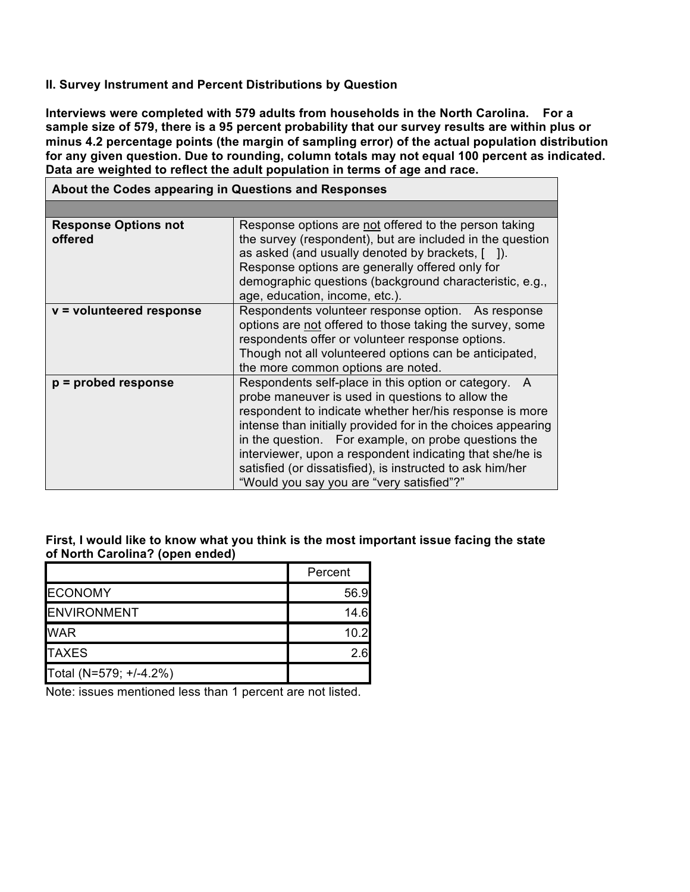## II. Survey Instrument and Percent Distributions by Question

**Interviews were completed with 579 adults from households in the North Carolina. For a sample size of 579, there is a 95 percent probability that our survey results are within plus or minus 4.2 percentage points (the margin of sampling error) of the actual population distribution for any given question. Due to rounding, column totals may not equal 100 percent as indicated. Data are weighted to reflect the adult population in terms of age and race.**

| About the Codes appearing in Questions and Responses | |
|---|---|
| | |
| **Response Options not offered** | Response options are not offered to the person taking the survey (respondent), but are included in the question as asked (and usually denoted by brackets, [ ]). Response options are generally offered only for demographic questions (background characteristic, e.g., age, education, income, etc.). |
| **v = volunteered response** | Respondents volunteer response option. As response options are not offered to those taking the survey, some respondents offer or volunteer response options. Though not all volunteered options can be anticipated, the more common options are noted. |
| **p = probed response** | Respondents self-place in this option or category. A probe maneuver is used in questions to allow the respondent to indicate whether her/his response is more intense than initially provided for in the choices appearing in the question. For example, on probe questions the interviewer, upon a respondent indicating that she/he is satisfied (or dissatisfied), is instructed to ask him/her "Would you say you are "very satisfied"?" |

**First, I would like to know what you think is the most important issue facing the state of North Carolina? (open ended)**

| | Percent |
|---|---|
| ECONOMY | 56.9 |
| ENVIRONMENT | 14.6 |
| WAR | 10.2 |
| TAXES | 2.6 |
| Total (N=579; +/-4.2%) | |

Note: issues mentioned less than 1 percent are not listed.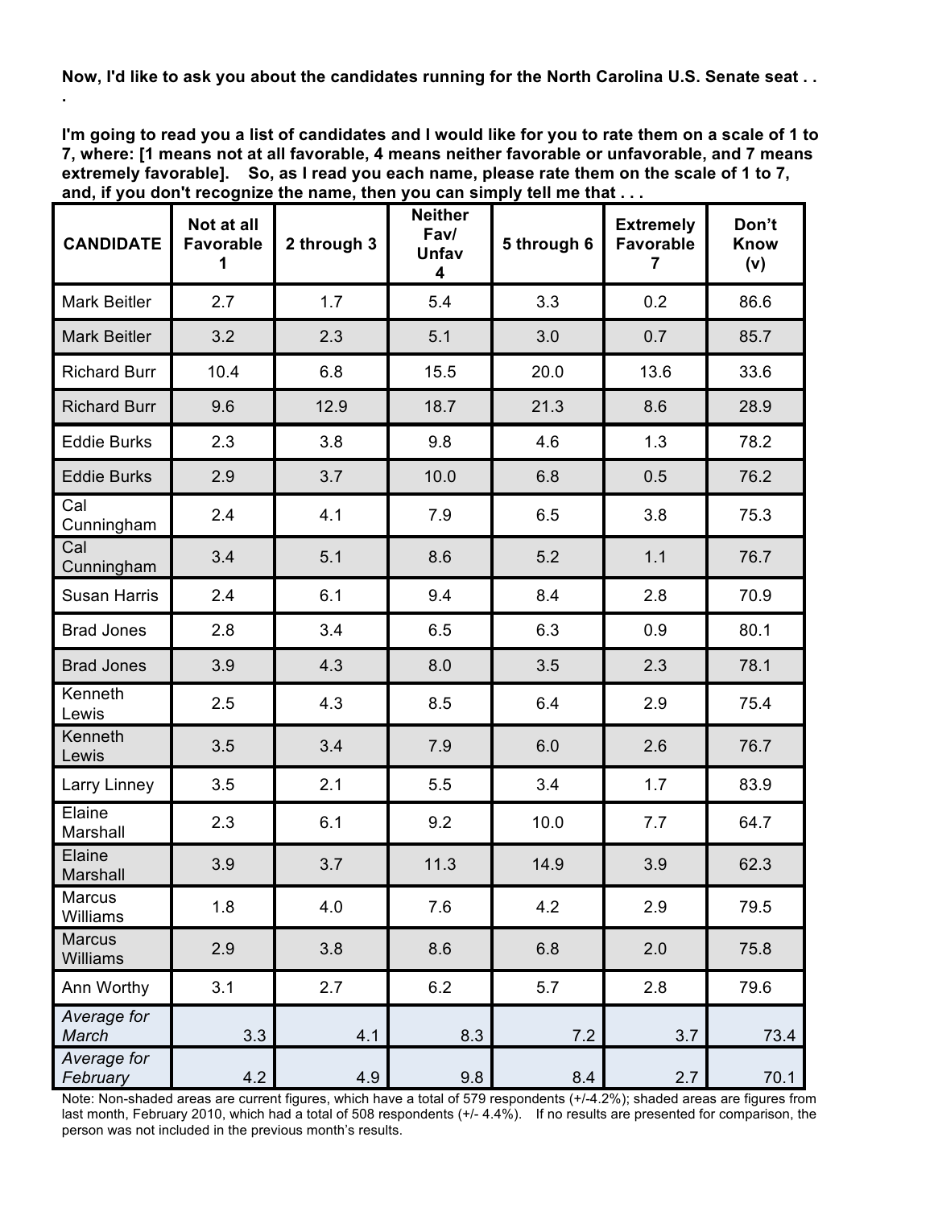**Now, I'd like to ask you about the candidates running for the North Carolina U.S. Senate seat . . .**

**I'm going to read you a list of candidates and I would like for you to rate them on a scale of 1 to 7, where: [1 means not at all favorable, 4 means neither favorable or unfavorable, and 7 means extremely favorable]. So, as I read you each name, please rate them on the scale of 1 to 7, and, if you don't recognize the name, then you can simply tell me that . . .**

| CANDIDATE | Not at all Favorable 1 | 2 through 3 | Neither Fav/ Unfav 4 | 5 through 6 | Extremely Favorable 7 | Don't Know (v) |
|---|---|---|---|---|---|---|
| Mark Beitler | 2.7 | 1.7 | 5.4 | 3.3 | 0.2 | 86.6 |
| Mark Beitler | 3.2 | 2.3 | 5.1 | 3.0 | 0.7 | 85.7 |
| Richard Burr | 10.4 | 6.8 | 15.5 | 20.0 | 13.6 | 33.6 |
| Richard Burr | 9.6 | 12.9 | 18.7 | 21.3 | 8.6 | 28.9 |
| Eddie Burks | 2.3 | 3.8 | 9.8 | 4.6 | 1.3 | 78.2 |
| Eddie Burks | 2.9 | 3.7 | 10.0 | 6.8 | 0.5 | 76.2 |
| Cal Cunningham | 2.4 | 4.1 | 7.9 | 6.5 | 3.8 | 75.3 |
| Cal Cunningham | 3.4 | 5.1 | 8.6 | 5.2 | 1.1 | 76.7 |
| Susan Harris | 2.4 | 6.1 | 9.4 | 8.4 | 2.8 | 70.9 |
| Brad Jones | 2.8 | 3.4 | 6.5 | 6.3 | 0.9 | 80.1 |
| Brad Jones | 3.9 | 4.3 | 8.0 | 3.5 | 2.3 | 78.1 |
| Kenneth Lewis | 2.5 | 4.3 | 8.5 | 6.4 | 2.9 | 75.4 |
| Kenneth Lewis | 3.5 | 3.4 | 7.9 | 6.0 | 2.6 | 76.7 |
| Larry Linney | 3.5 | 2.1 | 5.5 | 3.4 | 1.7 | 83.9 |
| Elaine Marshall | 2.3 | 6.1 | 9.2 | 10.0 | 7.7 | 64.7 |
| Elaine Marshall | 3.9 | 3.7 | 11.3 | 14.9 | 3.9 | 62.3 |
| Marcus Williams | 1.8 | 4.0 | 7.6 | 4.2 | 2.9 | 79.5 |
| Marcus Williams | 2.9 | 3.8 | 8.6 | 6.8 | 2.0 | 75.8 |
| Ann Worthy | 3.1 | 2.7 | 6.2 | 5.7 | 2.8 | 79.6 |
| *Average for March* | 3.3 | 4.1 | 8.3 | 7.2 | 3.7 | 73.4 |
| *Average for February* | 4.2 | 4.9 | 9.8 | 8.4 | 2.7 | 70.1 |

Note: Non-shaded areas are current figures, which have a total of 579 respondents (+/-4.2%); shaded areas are figures from last month, February 2010, which had a total of 508 respondents (+/- 4.4%). If no results are presented for comparison, the person was not included in the previous month's results.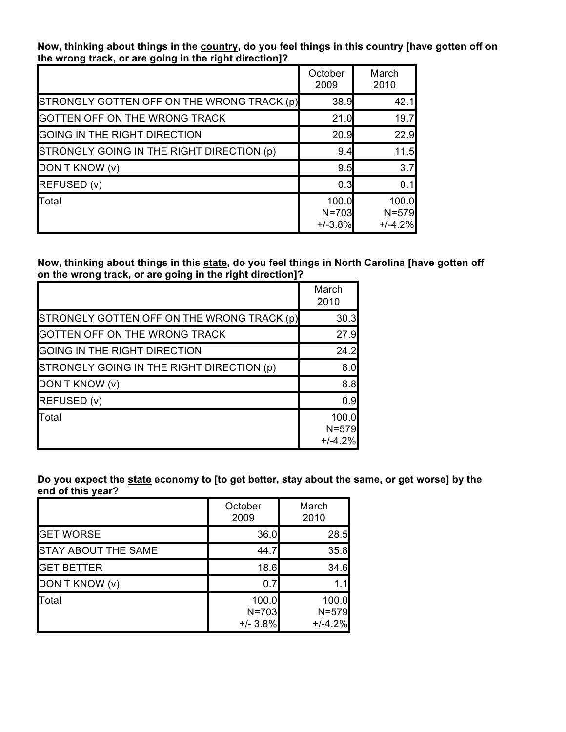**Now, thinking about things in the country, do you feel things in this country [have gotten off on the wrong track, or are going in the right direction]?**

| | October 2009 | March 2010 |
|---|---|---|
| STRONGLY GOTTEN OFF ON THE WRONG TRACK (p) | 38.9 | 42.1 |
| GOTTEN OFF ON THE WRONG TRACK | 21.0 | 19.7 |
| GOING IN THE RIGHT DIRECTION | 20.9 | 22.9 |
| STRONGLY GOING IN THE RIGHT DIRECTION (p) | 9.4 | 11.5 |
| DON T KNOW (v) | 9.5 | 3.7 |
| REFUSED (v) | 0.3 | 0.1 |
| Total | 100.0 N=703 +/-3.8% | 100.0 N=579 +/-4.2% |

**Now, thinking about things in this state, do you feel things in North Carolina [have gotten off on the wrong track, or are going in the right direction]?**

| | March 2010 |
|---|---|
| STRONGLY GOTTEN OFF ON THE WRONG TRACK (p) | 30.3 |
| GOTTEN OFF ON THE WRONG TRACK | 27.9 |
| GOING IN THE RIGHT DIRECTION | 24.2 |
| STRONGLY GOING IN THE RIGHT DIRECTION (p) | 8.0 |
| DON T KNOW (v) | 8.8 |
| REFUSED (v) | 0.9 |
| Total | 100.0 N=579 +/-4.2% |

**Do you expect the state economy to [to get better, stay about the same, or get worse] by the end of this year?**

| | October 2009 | March 2010 |
|---|---|---|
| GET WORSE | 36.0 | 28.5 |
| STAY ABOUT THE SAME | 44.7 | 35.8 |
| GET BETTER | 18.6 | 34.6 |
| DON T KNOW (v) | 0.7 | 1.1 |
| Total | 100.0 N=703 +/- 3.8% | 100.0 N=579 +/-4.2% |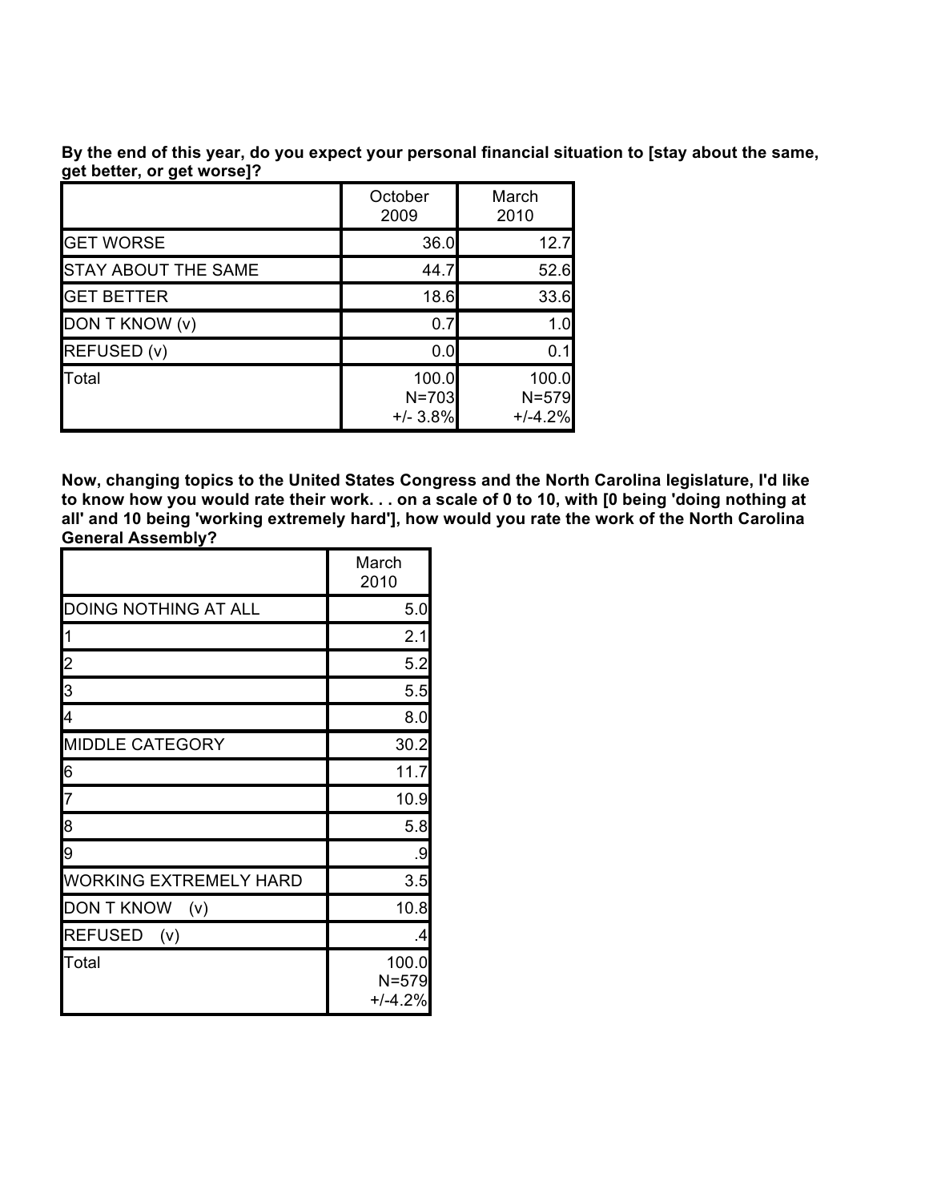**By the end of this year, do you expect your personal financial situation to [stay about the same, get better, or get worse]?**

| | October 2009 | March 2010 |
|---|---|---|
| GET WORSE | 36.0 | 12.7 |
| STAY ABOUT THE SAME | 44.7 | 52.6 |
| GET BETTER | 18.6 | 33.6 |
| DON T KNOW (v) | 0.7 | 1.0 |
| REFUSED (v) | 0.0 | 0.1 |
| Total | 100.0<br>N=703<br>+/- 3.8% | 100.0<br>N=579<br>+/-4.2% |

**Now, changing topics to the United States Congress and the North Carolina legislature, I'd like to know how you would rate their work. . . on a scale of 0 to 10, with [0 being 'doing nothing at all' and 10 being 'working extremely hard'], how would you rate the work of the North Carolina General Assembly?**

| | March 2010 |
|---|---|
| DOING NOTHING AT ALL | 5.0 |
| 1 | 2.1 |
| 2 | 5.2 |
| 3 | 5.5 |
| 4 | 8.0 |
| MIDDLE CATEGORY | 30.2 |
| 6 | 11.7 |
| 7 | 10.9 |
| 8 | 5.8 |
| 9 | .9 |
| WORKING EXTREMELY HARD | 3.5 |
| DON T KNOW (v) | 10.8 |
| REFUSED (v) | .4 |
| Total | 100.0<br>N=579<br>+/-4.2% |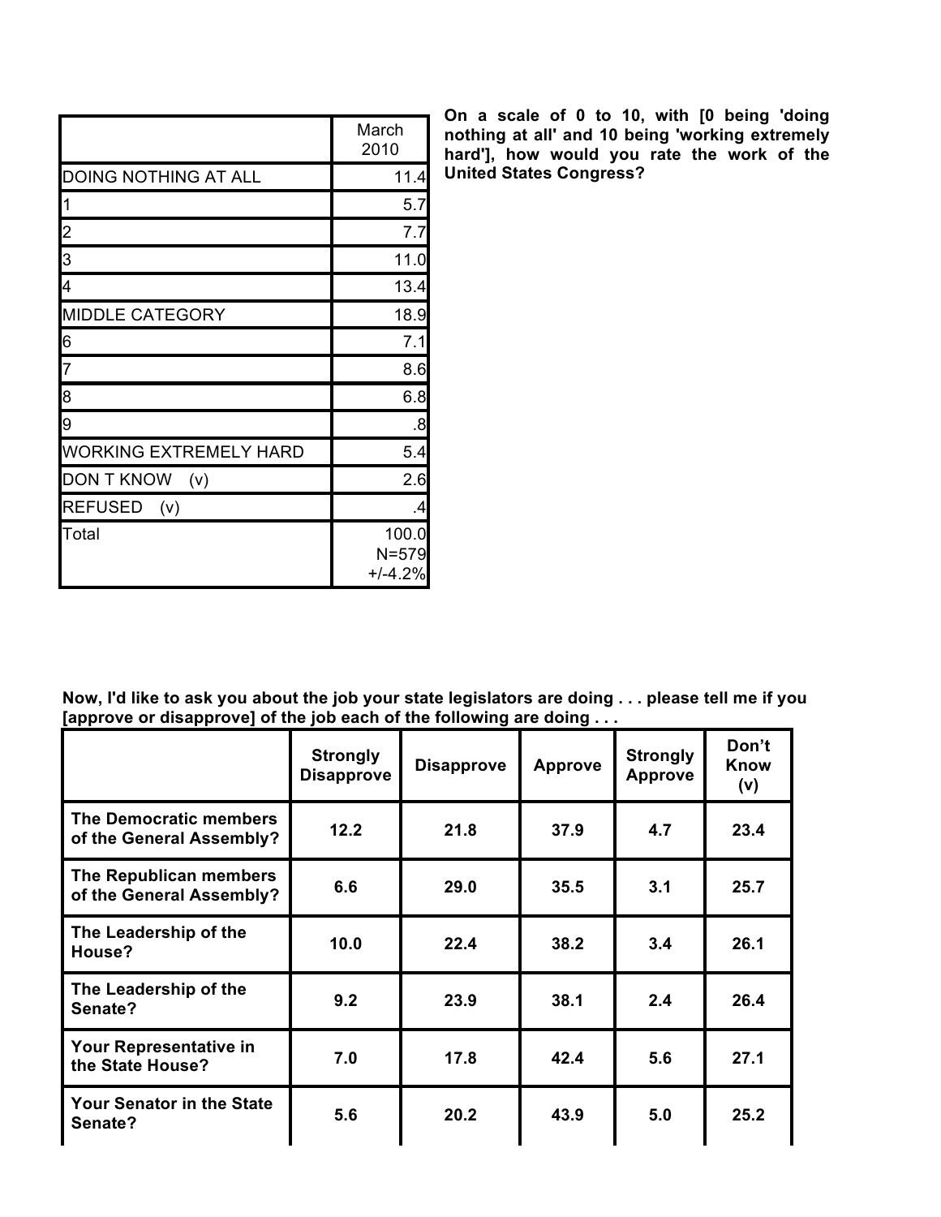**On a scale of 0 to 10, with [0 being 'doing nothing at all' and 10 being 'working extremely hard'], how would you rate the work of the United States Congress?**

| | March 2010 |
|---|---|
| DOING NOTHING AT ALL | 11.4 |
| 1 | 5.7 |
| 2 | 7.7 |
| 3 | 11.0 |
| 4 | 13.4 |
| MIDDLE CATEGORY | 18.9 |
| 6 | 7.1 |
| 7 | 8.6 |
| 8 | 6.8 |
| 9 | .8 |
| WORKING EXTREMELY HARD | 5.4 |
| DON T KNOW (v) | 2.6 |
| REFUSED (v) | .4 |
| Total | 100.0 N=579 +/-4.2% |

**Now, I'd like to ask you about the job your state legislators are doing . . . please tell me if you [approve or disapprove] of the job each of the following are doing . . .**

| | Strongly Disapprove | Disapprove | Approve | Strongly Approve | Don't Know (v) |
|---|---|---|---|---|---|
| **The Democratic members of the General Assembly?** | **12.2** | **21.8** | **37.9** | **4.7** | **23.4** |
| **The Republican members of the General Assembly?** | **6.6** | **29.0** | **35.5** | **3.1** | **25.7** |
| **The Leadership of the House?** | **10.0** | **22.4** | **38.2** | **3.4** | **26.1** |
| **The Leadership of the Senate?** | **9.2** | **23.9** | **38.1** | **2.4** | **26.4** |
| **Your Representative in the State House?** | **7.0** | **17.8** | **42.4** | **5.6** | **27.1** |
| **Your Senator in the State Senate?** | **5.6** | **20.2** | **43.9** | **5.0** | **25.2** |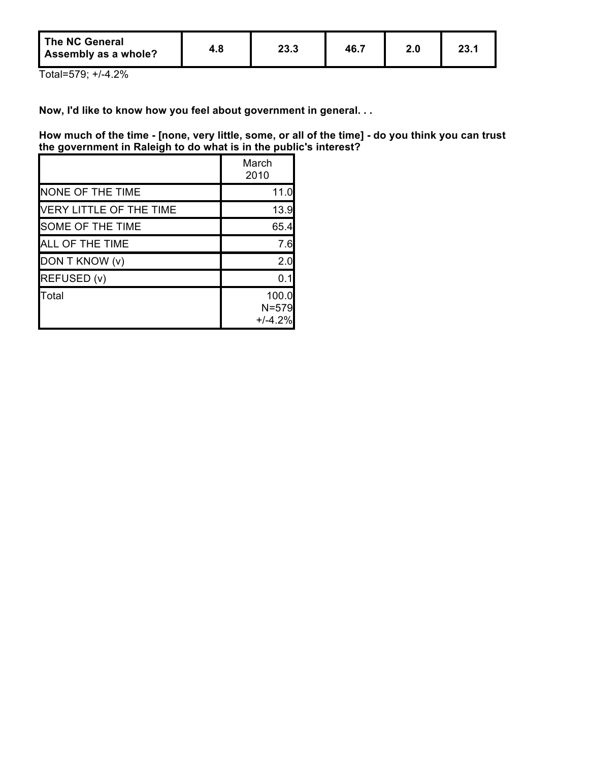| | | | | | |
|---|---|---|---|---|---|
| **The NC General Assembly as a whole?** | **4.8** | **23.3** | **46.7** | **2.0** | **23.1** |

Total=579; +/-4.2%

**Now, I'd like to know how you feel about government in general. . .**

**How much of the time - [none, very little, some, or all of the time] - do you think you can trust the government in Raleigh to do what is in the public's interest?**

| | March 2010 |
|---|---|
| NONE OF THE TIME | 11.0 |
| VERY LITTLE OF THE TIME | 13.9 |
| SOME OF THE TIME | 65.4 |
| ALL OF THE TIME | 7.6 |
| DON T KNOW (v) | 2.0 |
| REFUSED (v) | 0.1 |
| Total | 100.0 N=579 +/-4.2% |